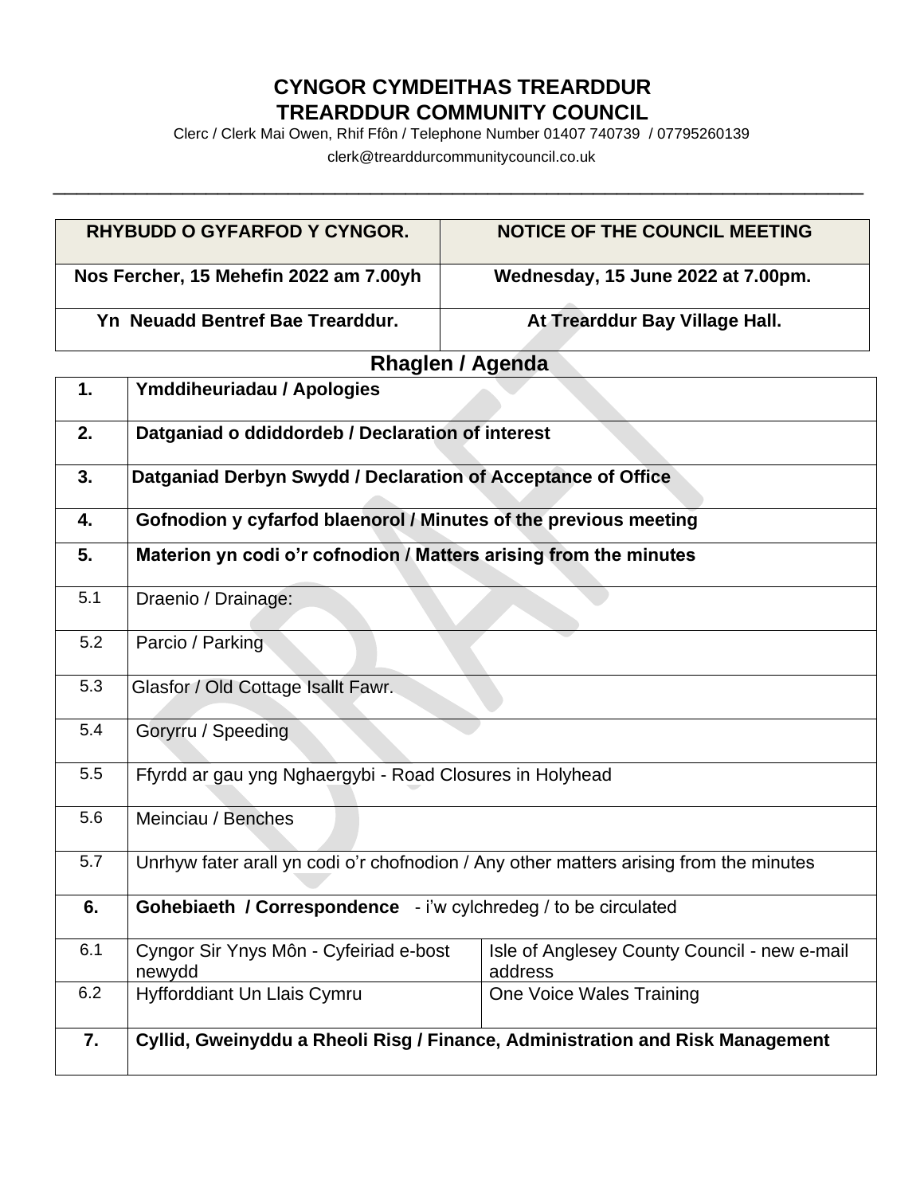# CYNGOR CYMDEITHAS TREARDDUR
# TREARDDUR COMMUNITY COUNCIL

Clerc / Clerk Mai Owen, Rhif Ffôn / Telephone Number 01407 740739 / 07795260139

clerk@trearddurcommunitycouncil.co.uk

| RHYBUDD O GYFARFOD Y CYNGOR. | NOTICE OF THE COUNCIL MEETING |
|---|---|
| Nos Fercher, 15 Mehefin 2022 am 7.00yh | Wednesday, 15 June 2022 at 7.00pm. |
| Yn Neuadd Bentref Bae Trearddur. | At Trearddur Bay Village Hall. |

## Rhaglen / Agenda

| | | |
|---|---|---|
| **1.** | **Ymddiheuriadau / Apologies** | |
| **2.** | **Datganiad o ddiddordeb / Declaration of interest** | |
| **3.** | **Datganiad Derbyn Swydd / Declaration of Acceptance of Office** | |
| **4.** | **Gofnodion y cyfarfod blaenorol / Minutes of the previous meeting** | |
| **5.** | **Materion yn codi o'r cofnodion / Matters arising from the minutes** | |
| 5.1 | Draenio / Drainage: | |
| 5.2 | Parcio / Parking | |
| 5.3 | Glasfor / Old Cottage Isallt Fawr. | |
| 5.4 | Goryrru / Speeding | |
| 5.5 | Ffyrdd ar gau yng Nghaergybi - Road Closures in Holyhead | |
| 5.6 | Meinciau / Benches | |
| 5.7 | Unrhyw fater arall yn codi o'r chofnodion / Any other matters arising from the minutes | |
| **6.** | **Gohebiaeth / Correspondence** - i'w cylchredeg / to be circulated | |
| 6.1 | Cyngor Sir Ynys Môn - Cyfeiriad e-bost newydd | Isle of Anglesey County Council - new e-mail address |
| 6.2 | Hyfforddiant Un Llais Cymru | One Voice Wales Training |
| **7.** | **Cyllid, Gweinyddu a Rheoli Risg / Finance, Administration and Risk Management** | |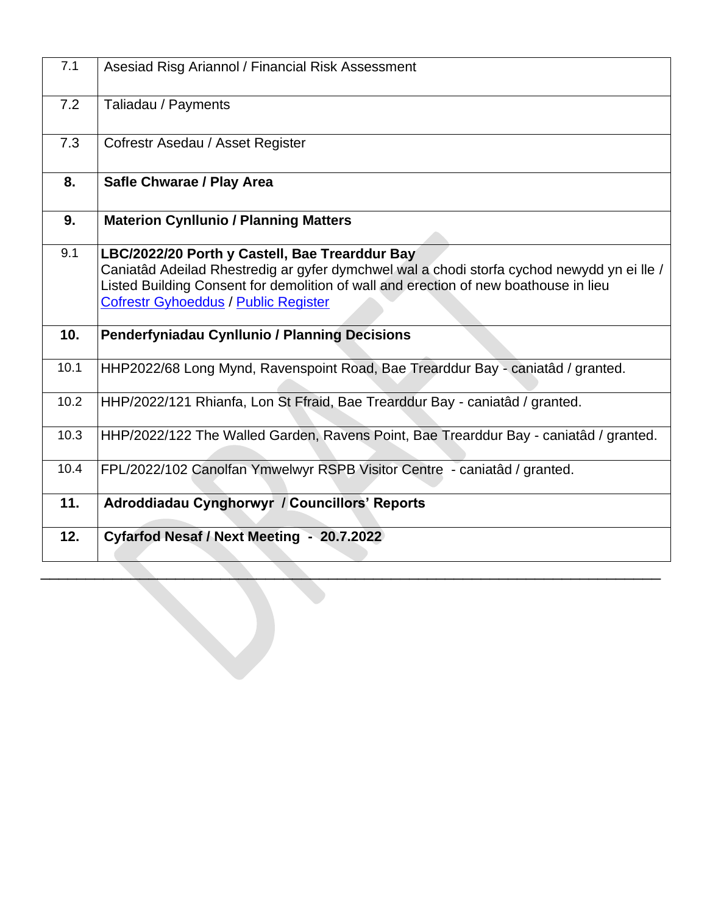| | |
|---|---|
| 7.1 | Asesiad Risg Ariannol / Financial Risk Assessment |
| 7.2 | Taliadau / Payments |
| 7.3 | Cofrestr Asedau / Asset Register |
| **8.** | **Safle Chwarae / Play Area** |
| **9.** | **Materion Cynllunio / Planning Matters** |
| 9.1 | **LBC/2022/20 Porth y Castell, Bae Trearddur Bay**<br>Caniatâd Adeilad Rhestredig ar gyfer dymchwel wal a chodi storfa cychod newydd yn ei lle / Listed Building Consent for demolition of wall and erection of new boathouse in lieu<br>Cofrestr Gyhoeddus / Public Register |
| **10.** | **Penderfyniadau Cynllunio / Planning Decisions** |
| 10.1 | HHP2022/68 Long Mynd, Ravenspoint Road, Bae Trearddur Bay - caniatâd / granted. |
| 10.2 | HHP/2022/121 Rhianfa, Lon St Ffraid, Bae Trearddur Bay - caniatâd / granted. |
| 10.3 | HHP/2022/122 The Walled Garden, Ravens Point, Bae Trearddur Bay - caniatâd / granted. |
| 10.4 | FPL/2022/102 Canolfan Ymwelwyr RSPB Visitor Centre - caniatâd / granted. |
| **11.** | **Adroddiadau Cynghorwyr / Councillors' Reports** |
| **12.** | **Cyfarfod Nesaf / Next Meeting - 20.7.2022** |

---